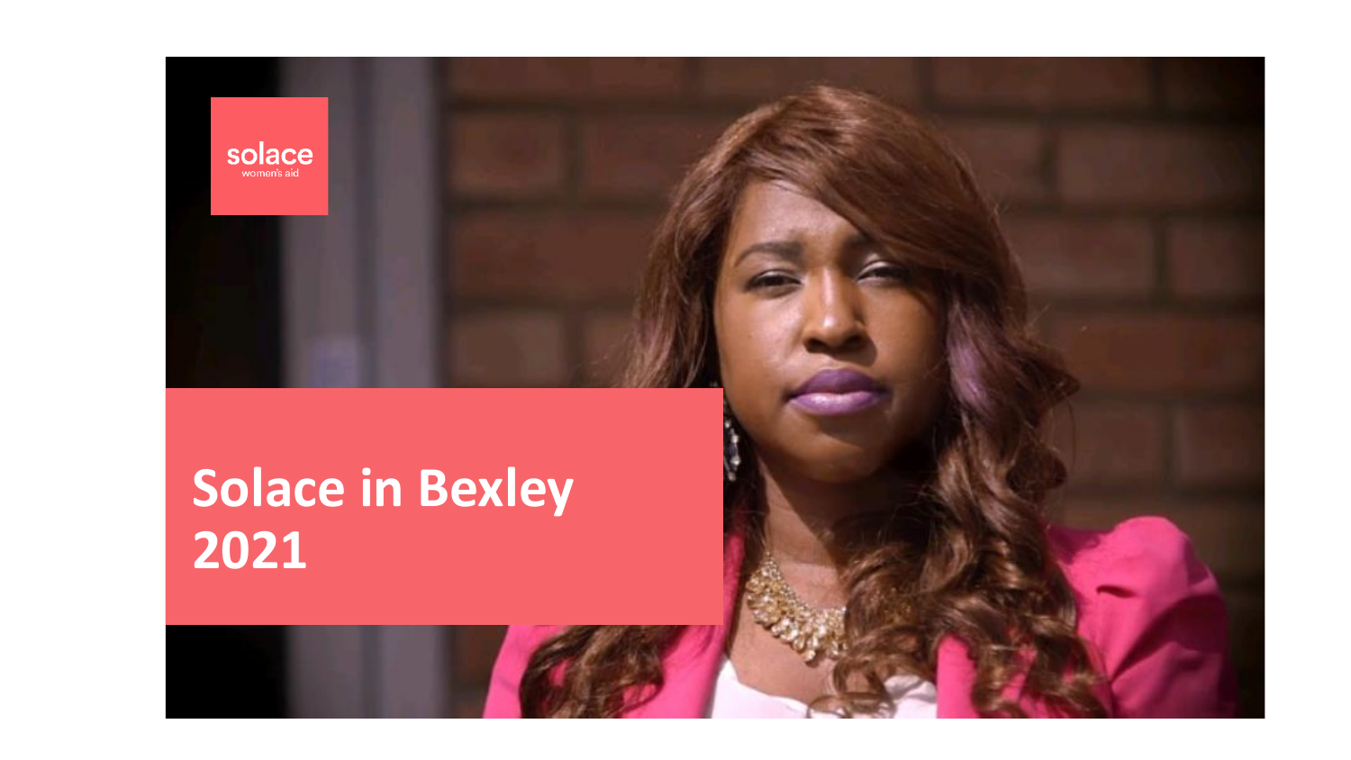solace
women's aid

# Solace in Bexley 2021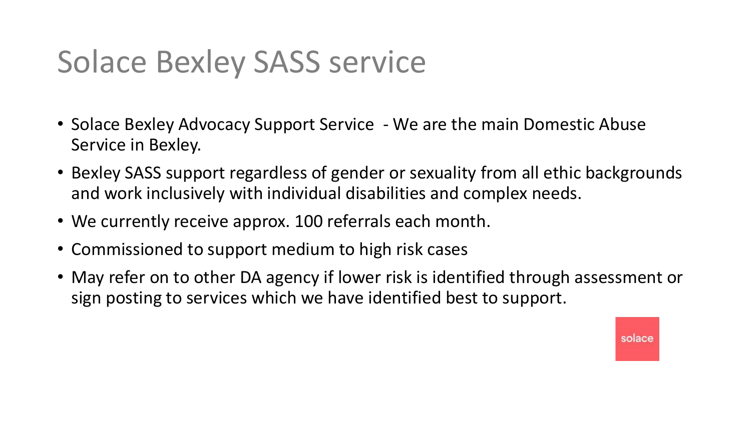# Solace Bexley SASS service

- Solace Bexley Advocacy Support Service - We are the main Domestic Abuse Service in Bexley.
- Bexley SASS support regardless of gender or sexuality from all ethic backgrounds and work inclusively with individual disabilities and complex needs.
- We currently receive approx. 100 referrals each month.
- Commissioned to support medium to high risk cases
- May refer on to other DA agency if lower risk is identified through assessment or sign posting to services which we have identified best to support.

solace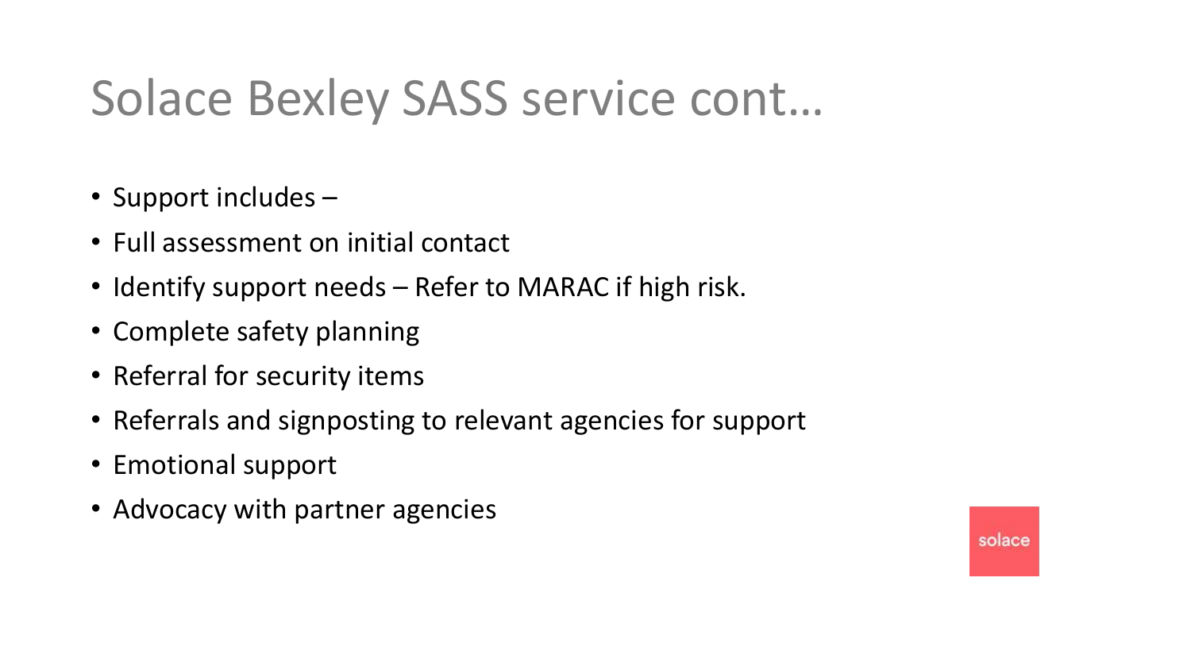# Solace Bexley SASS service cont…

- Support includes –
- Full assessment on initial contact
- Identify support needs – Refer to MARAC if high risk.
- Complete safety planning
- Referral for security items
- Referrals and signposting to relevant agencies for support
- Emotional support
- Advocacy with partner agencies

solace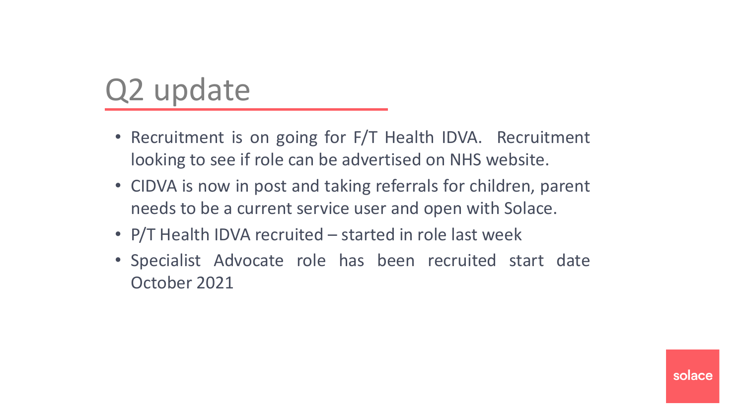# Q2 update

- Recruitment is on going for F/T Health IDVA. Recruitment looking to see if role can be advertised on NHS website.
- CIDVA is now in post and taking referrals for children, parent needs to be a current service user and open with Solace.
- P/T Health IDVA recruited – started in role last week
- Specialist Advocate role has been recruited start date October 2021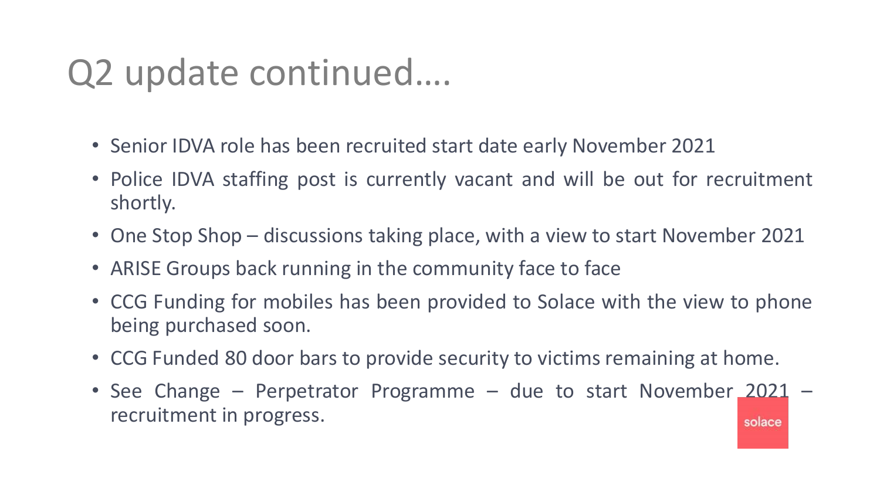# Q2 update continued….

- Senior IDVA role has been recruited start date early November 2021
- Police IDVA staffing post is currently vacant and will be out for recruitment shortly.
- One Stop Shop – discussions taking place, with a view to start November 2021
- ARISE Groups back running in the community face to face
- CCG Funding for mobiles has been provided to Solace with the view to phone being purchased soon.
- CCG Funded 80 door bars to provide security to victims remaining at home.
- See Change – Perpetrator Programme – due to start November 2021 – recruitment in progress.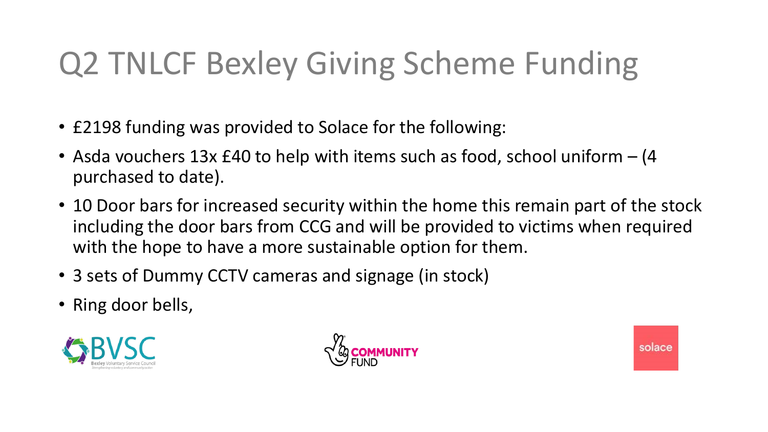# Q2 TNLCF Bexley Giving Scheme Funding

- £2198 funding was provided to Solace for the following:
- Asda vouchers 13x £40 to help with items such as food, school uniform – (4 purchased to date).
- 10 Door bars for increased security within the home this remain part of the stock including the door bars from CCG and will be provided to victims when required with the hope to have a more sustainable option for them.
- 3 sets of Dummy CCTV cameras and signage (in stock)
- Ring door bells,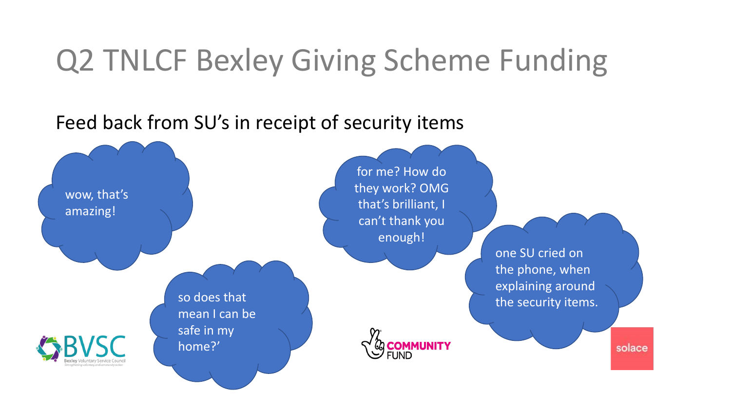# Q2 TNLCF Bexley Giving Scheme Funding

Feed back from SU's in receipt of security items

wow, that's amazing!

so does that mean I can be safe in my home?'

for me? How do they work? OMG that's brilliant, I can't thank you enough!

one SU cried on the phone, when explaining around the security items.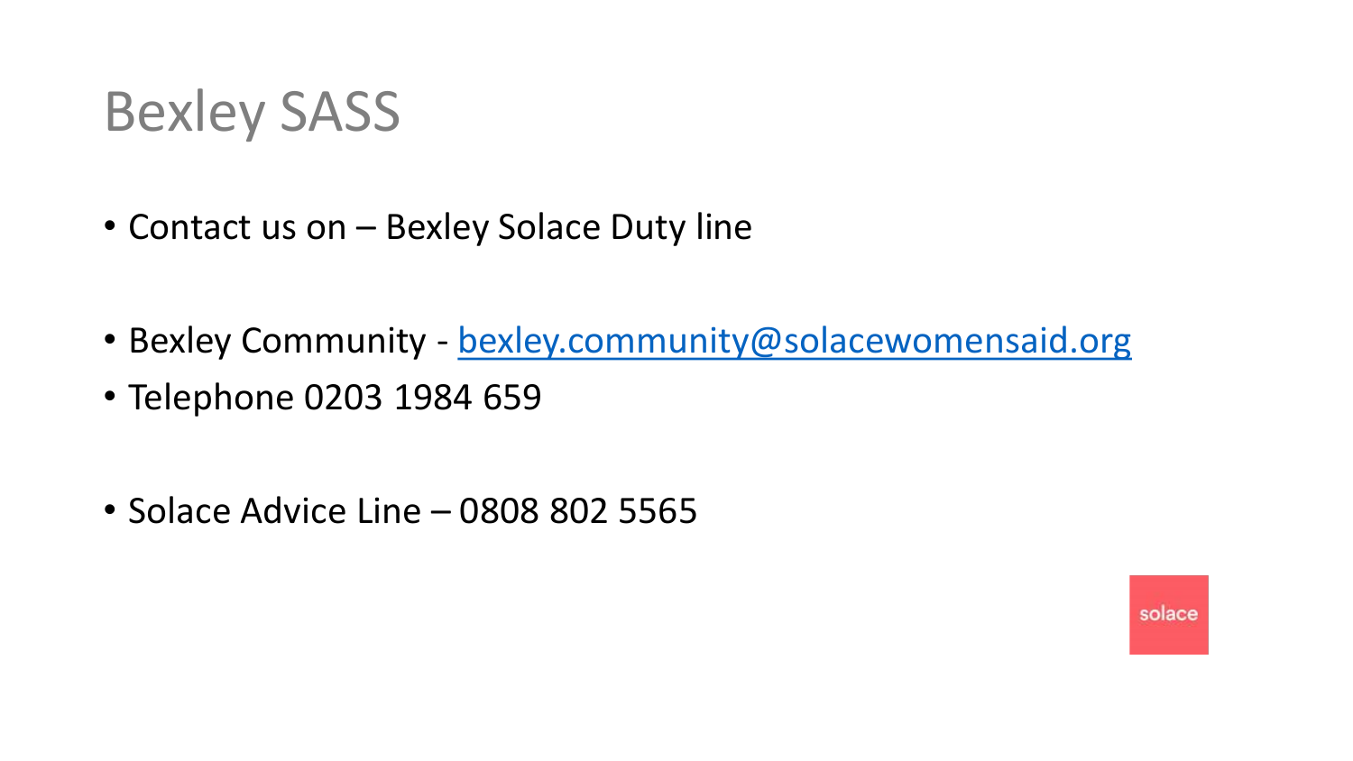# Bexley SASS

- Contact us on – Bexley Solace Duty line

- Bexley Community - bexley.community@solacewomensaid.org
- Telephone 0203 1984 659

- Solace Advice Line – 0808 802 5565

solace